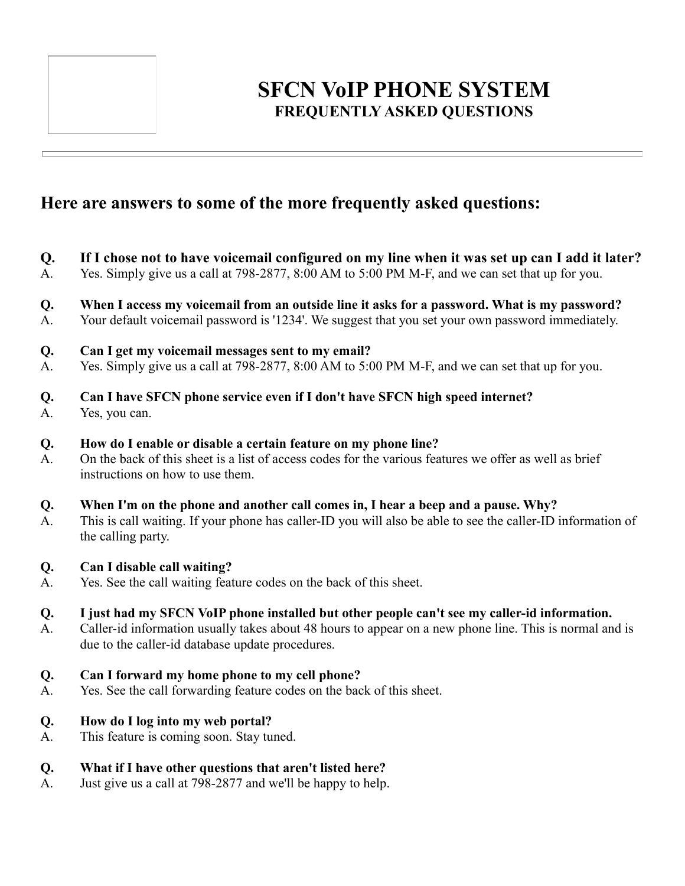# SFCN VoIP PHONE SYSTEM

## FREQUENTLY ASKED QUESTIONS

## Here are answers to some of the more frequently asked questions:

**Q. If I chose not to have voicemail configured on my line when it was set up can I add it later?**
A. Yes. Simply give us a call at 798-2877, 8:00 AM to 5:00 PM M-F, and we can set that up for you.

**Q. When I access my voicemail from an outside line it asks for a password. What is my password?**
A. Your default voicemail password is '1234'. We suggest that you set your own password immediately.

**Q. Can I get my voicemail messages sent to my email?**
A. Yes. Simply give us a call at 798-2877, 8:00 AM to 5:00 PM M-F, and we can set that up for you.

**Q. Can I have SFCN phone service even if I don't have SFCN high speed internet?**
A. Yes, you can.

**Q. How do I enable or disable a certain feature on my phone line?**
A. On the back of this sheet is a list of access codes for the various features we offer as well as brief instructions on how to use them.

**Q. When I'm on the phone and another call comes in, I hear a beep and a pause. Why?**
A. This is call waiting. If your phone has caller-ID you will also be able to see the caller-ID information of the calling party.

**Q. Can I disable call waiting?**
A. Yes. See the call waiting feature codes on the back of this sheet.

**Q. I just had my SFCN VoIP phone installed but other people can't see my caller-id information.**
A. Caller-id information usually takes about 48 hours to appear on a new phone line. This is normal and is due to the caller-id database update procedures.

**Q. Can I forward my home phone to my cell phone?**
A. Yes. See the call forwarding feature codes on the back of this sheet.

**Q. How do I log into my web portal?**
A. This feature is coming soon. Stay tuned.

**Q. What if I have other questions that aren't listed here?**
A. Just give us a call at 798-2877 and we'll be happy to help.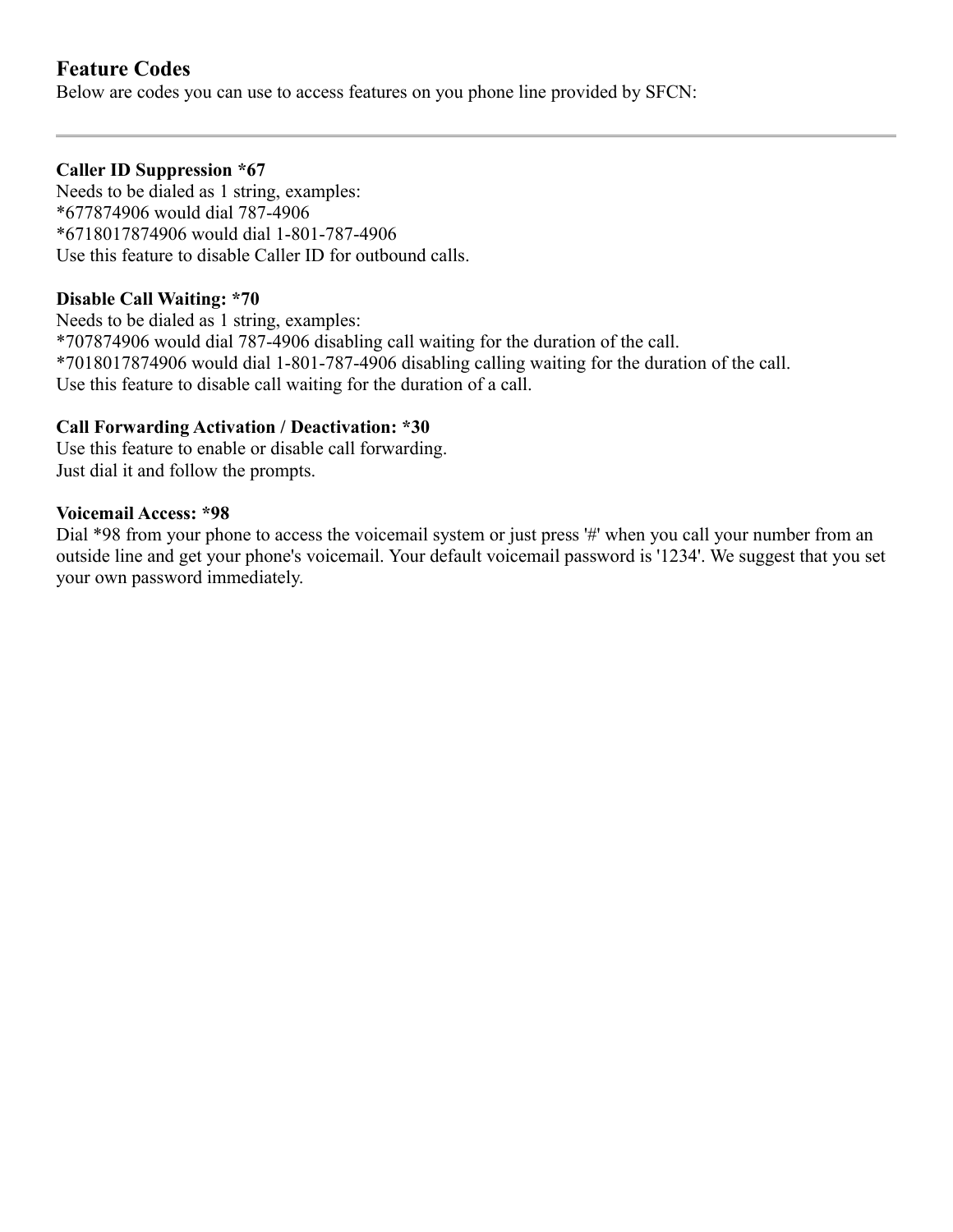## Feature Codes

Below are codes you can use to access features on you phone line provided by SFCN:

---

**Caller ID Suppression *67**
Needs to be dialed as 1 string, examples:
*677874906 would dial 787-4906
*6718017874906 would dial 1-801-787-4906
Use this feature to disable Caller ID for outbound calls.

**Disable Call Waiting: *70**
Needs to be dialed as 1 string, examples:
*707874906 would dial 787-4906 disabling call waiting for the duration of the call.
*7018017874906 would dial 1-801-787-4906 disabling calling waiting for the duration of the call.
Use this feature to disable call waiting for the duration of a call.

**Call Forwarding Activation / Deactivation: *30**
Use this feature to enable or disable call forwarding.
Just dial it and follow the prompts.

**Voicemail Access: *98**
Dial *98 from your phone to access the voicemail system or just press '#' when you call your number from an outside line and get your phone's voicemail. Your default voicemail password is '1234'. We suggest that you set your own password immediately.